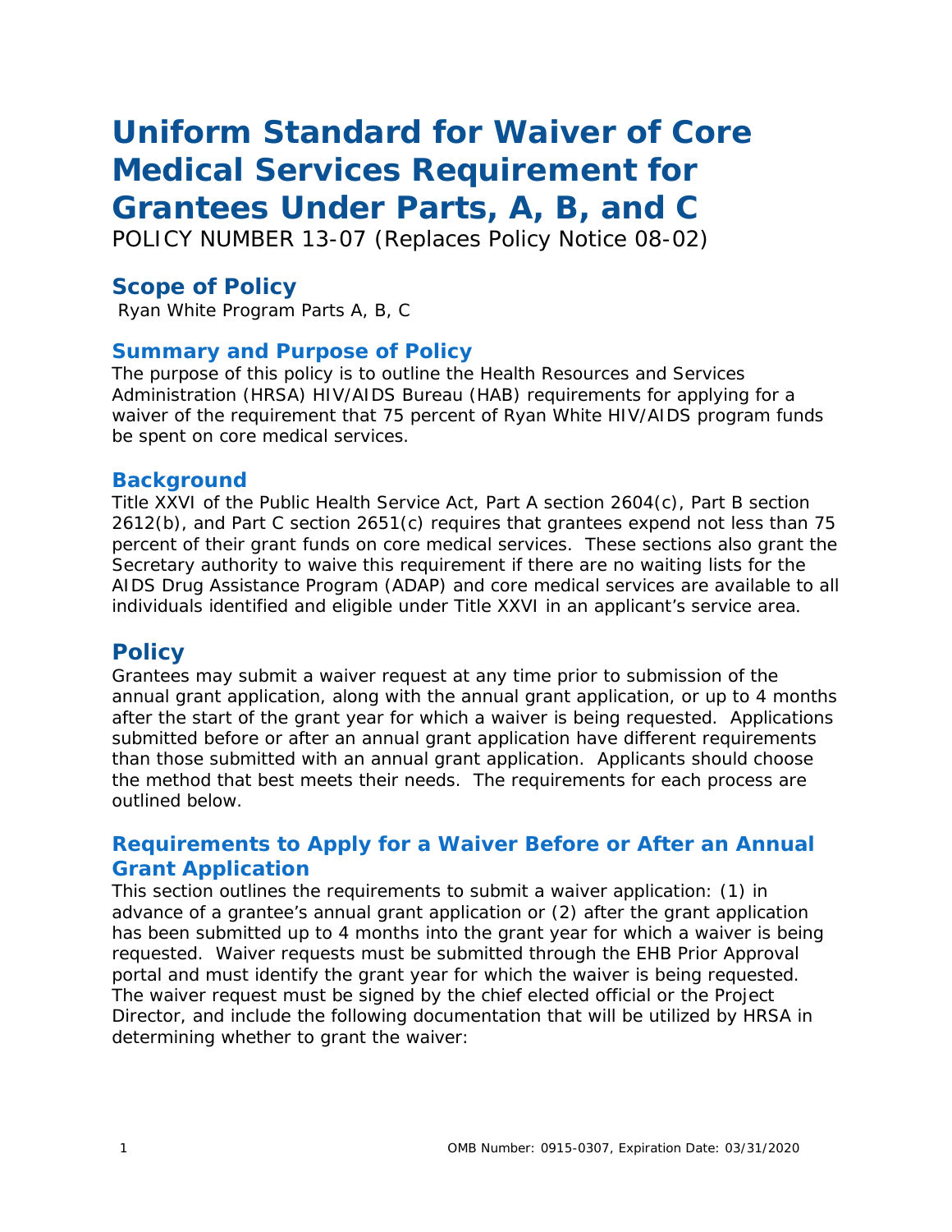# Uniform Standard for Waiver of Core Medical Services Requirement for Grantees Under Parts, A, B, and C

POLICY NUMBER 13-07 (Replaces Policy Notice 08-02)

## Scope of Policy

Ryan White Program Parts A, B, C

### Summary and Purpose of Policy

The purpose of this policy is to outline the Health Resources and Services Administration (HRSA) HIV/AIDS Bureau (HAB) requirements for applying for a waiver of the requirement that 75 percent of Ryan White HIV/AIDS program funds be spent on core medical services.

### Background

Title XXVI of the Public Health Service Act, Part A section 2604(c), Part B section 2612(b), and Part C section 2651(c) requires that grantees expend not less than 75 percent of their grant funds on core medical services. These sections also grant the Secretary authority to waive this requirement if there are no waiting lists for the AIDS Drug Assistance Program (ADAP) and core medical services are available to all individuals identified and eligible under Title XXVI in an applicant's service area.

## Policy

Grantees may submit a waiver request at any time prior to submission of the annual grant application, along with the annual grant application, or up to 4 months after the start of the grant year for which a waiver is being requested. Applications submitted before or after an annual grant application have different requirements than those submitted with an annual grant application. Applicants should choose the method that best meets their needs. The requirements for each process are outlined below.

### Requirements to Apply for a Waiver Before or After an Annual Grant Application

This section outlines the requirements to submit a waiver application: (1) in advance of a grantee's annual grant application or (2) after the grant application has been submitted up to 4 months into the grant year for which a waiver is being requested. Waiver requests must be submitted through the EHB Prior Approval portal and must identify the grant year for which the waiver is being requested. The waiver request must be signed by the chief elected official or the Project Director, and include the following documentation that will be utilized by HRSA in determining whether to grant the waiver: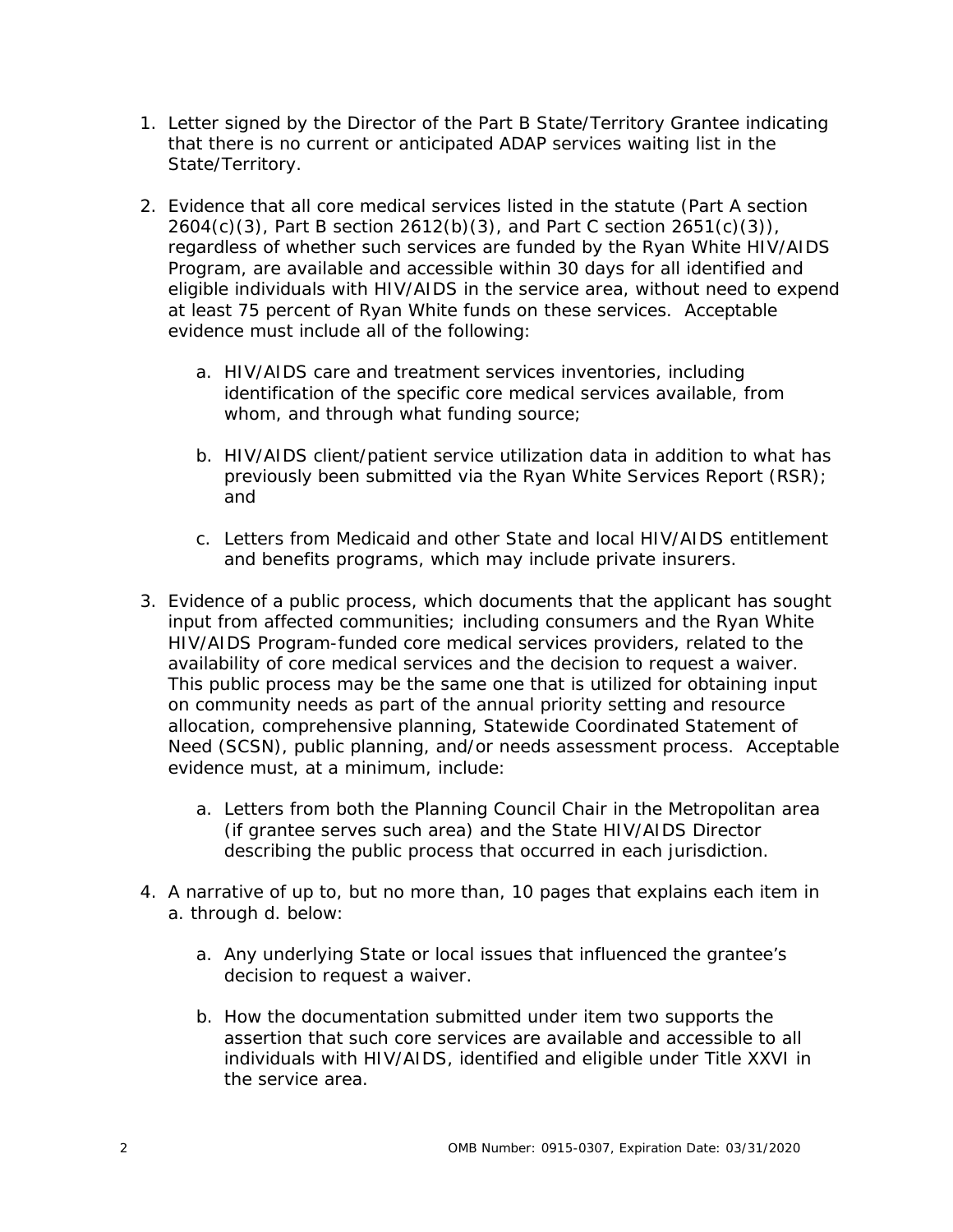1. Letter signed by the Director of the Part B State/Territory Grantee indicating that there is no current or anticipated ADAP services waiting list in the State/Territory.

2. Evidence that all core medical services listed in the statute (Part A section 2604(c)(3), Part B section 2612(b)(3), and Part C section 2651(c)(3)), regardless of whether such services are funded by the Ryan White HIV/AIDS Program, are available and accessible within 30 days for all identified and eligible individuals with HIV/AIDS in the service area, without need to expend at least 75 percent of Ryan White funds on these services. Acceptable evidence must include all of the following:

   a. HIV/AIDS care and treatment services inventories, including identification of the specific core medical services available, from whom, and through what funding source;

   b. HIV/AIDS client/patient service utilization data in addition to what has previously been submitted via the Ryan White Services Report (RSR); and

   c. Letters from Medicaid and other State and local HIV/AIDS entitlement and benefits programs, which may include private insurers.

3. Evidence of a public process, which documents that the applicant has sought input from affected communities; including consumers and the Ryan White HIV/AIDS Program-funded core medical services providers, related to the availability of core medical services and the decision to request a waiver. This public process may be the same one that is utilized for obtaining input on community needs as part of the annual priority setting and resource allocation, comprehensive planning, Statewide Coordinated Statement of Need (SCSN), public planning, and/or needs assessment process. Acceptable evidence must, at a minimum, include:

   a. Letters from both the Planning Council Chair in the Metropolitan area (if grantee serves such area) and the State HIV/AIDS Director describing the public process that occurred in each jurisdiction.

4. A narrative of up to, but no more than, 10 pages that explains each item in a. through d. below:

   a. Any underlying State or local issues that influenced the grantee's decision to request a waiver.

   b. How the documentation submitted under item two supports the assertion that such core services are available and accessible to all individuals with HIV/AIDS, identified and eligible under Title XXVI in the service area.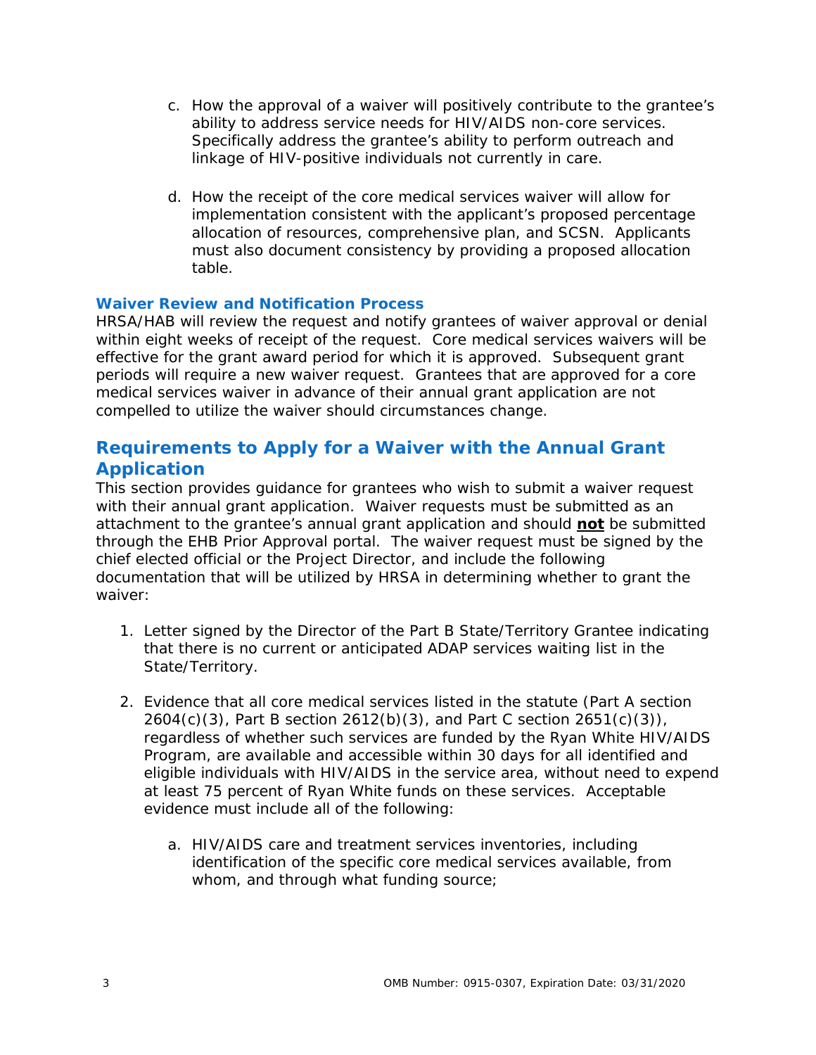c. How the approval of a waiver will positively contribute to the grantee's ability to address service needs for HIV/AIDS non-core services. Specifically address the grantee's ability to perform outreach and linkage of HIV-positive individuals not currently in care.

d. How the receipt of the core medical services waiver will allow for implementation consistent with the applicant's proposed percentage allocation of resources, comprehensive plan, and SCSN. Applicants must also document consistency by providing a proposed allocation table.

### Waiver Review and Notification Process

HRSA/HAB will review the request and notify grantees of waiver approval or denial within eight weeks of receipt of the request. Core medical services waivers will be effective for the grant award period for which it is approved. Subsequent grant periods will require a new waiver request. Grantees that are approved for a core medical services waiver in advance of their annual grant application are not compelled to utilize the waiver should circumstances change.

## Requirements to Apply for a Waiver with the Annual Grant Application

This section provides guidance for grantees who wish to submit a waiver request with their annual grant application. Waiver requests must be submitted as an attachment to the grantee's annual grant application and should **not** be submitted through the EHB Prior Approval portal. The waiver request must be signed by the chief elected official or the Project Director, and include the following documentation that will be utilized by HRSA in determining whether to grant the waiver:

1. Letter signed by the Director of the Part B State/Territory Grantee indicating that there is no current or anticipated ADAP services waiting list in the State/Territory.

2. Evidence that all core medical services listed in the statute (Part A section 2604(c)(3), Part B section 2612(b)(3), and Part C section 2651(c)(3)), regardless of whether such services are funded by the Ryan White HIV/AIDS Program, are available and accessible within 30 days for all identified and eligible individuals with HIV/AIDS in the service area, without need to expend at least 75 percent of Ryan White funds on these services. Acceptable evidence must include all of the following:

   a. HIV/AIDS care and treatment services inventories, including identification of the specific core medical services available, from whom, and through what funding source;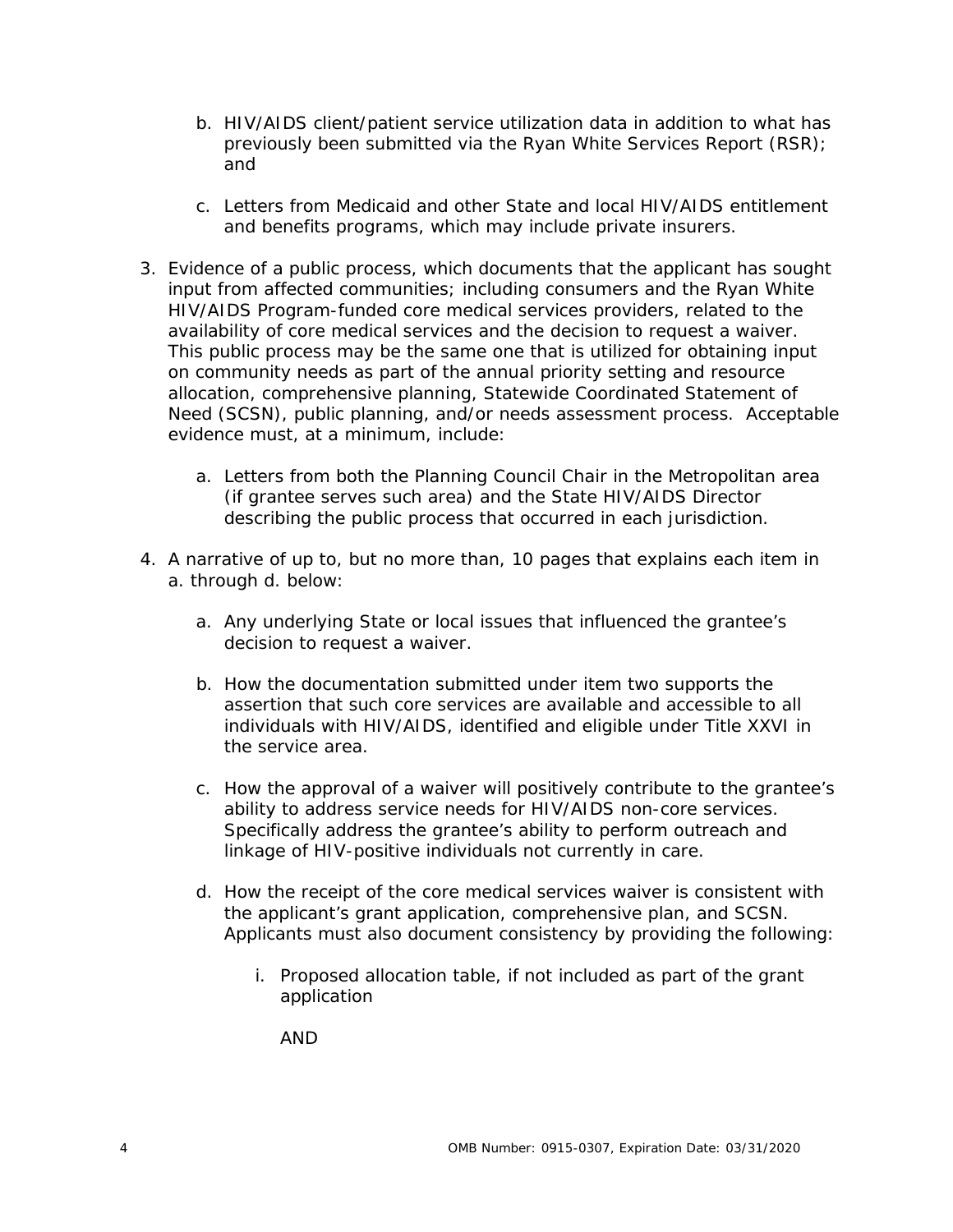b. HIV/AIDS client/patient service utilization data in addition to what has previously been submitted via the Ryan White Services Report (RSR); and

   c. Letters from Medicaid and other State and local HIV/AIDS entitlement and benefits programs, which may include private insurers.

3. Evidence of a public process, which documents that the applicant has sought input from affected communities; including consumers and the Ryan White HIV/AIDS Program-funded core medical services providers, related to the availability of core medical services and the decision to request a waiver. This public process may be the same one that is utilized for obtaining input on community needs as part of the annual priority setting and resource allocation, comprehensive planning, Statewide Coordinated Statement of Need (SCSN), public planning, and/or needs assessment process. Acceptable evidence must, at a minimum, include:

   a. Letters from both the Planning Council Chair in the Metropolitan area (if grantee serves such area) and the State HIV/AIDS Director describing the public process that occurred in each jurisdiction.

4. A narrative of up to, but no more than, 10 pages that explains each item in a. through d. below:

   a. Any underlying State or local issues that influenced the grantee's decision to request a waiver.

   b. How the documentation submitted under item two supports the assertion that such core services are available and accessible to all individuals with HIV/AIDS, identified and eligible under Title XXVI in the service area.

   c. How the approval of a waiver will positively contribute to the grantee's ability to address service needs for HIV/AIDS non-core services. Specifically address the grantee's ability to perform outreach and linkage of HIV-positive individuals not currently in care.

   d. How the receipt of the core medical services waiver is consistent with the applicant's grant application, comprehensive plan, and SCSN. Applicants must also document consistency by providing the following:

      i. Proposed allocation table, if not included as part of the grant application

      AND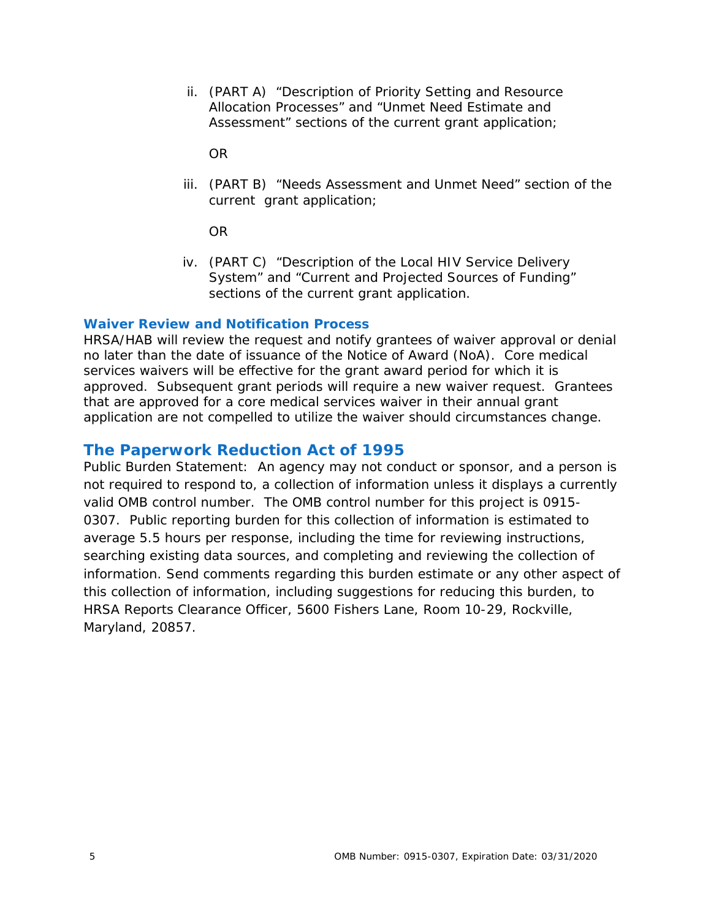ii. (PART A) "Description of Priority Setting and Resource Allocation Processes" and "Unmet Need Estimate and Assessment" sections of the current grant application;

OR

iii. (PART B) "Needs Assessment and Unmet Need" section of the current grant application;

OR

iv. (PART C) "Description of the Local HIV Service Delivery System" and "Current and Projected Sources of Funding" sections of the current grant application.

### Waiver Review and Notification Process

HRSA/HAB will review the request and notify grantees of waiver approval or denial no later than the date of issuance of the Notice of Award (NoA). Core medical services waivers will be effective for the grant award period for which it is approved. Subsequent grant periods will require a new waiver request. Grantees that are approved for a core medical services waiver in their annual grant application are not compelled to utilize the waiver should circumstances change.

## The Paperwork Reduction Act of 1995

Public Burden Statement: An agency may not conduct or sponsor, and a person is not required to respond to, a collection of information unless it displays a currently valid OMB control number. The OMB control number for this project is 0915-0307. Public reporting burden for this collection of information is estimated to average 5.5 hours per response, including the time for reviewing instructions, searching existing data sources, and completing and reviewing the collection of information. Send comments regarding this burden estimate or any other aspect of this collection of information, including suggestions for reducing this burden, to HRSA Reports Clearance Officer, 5600 Fishers Lane, Room 10-29, Rockville, Maryland, 20857.